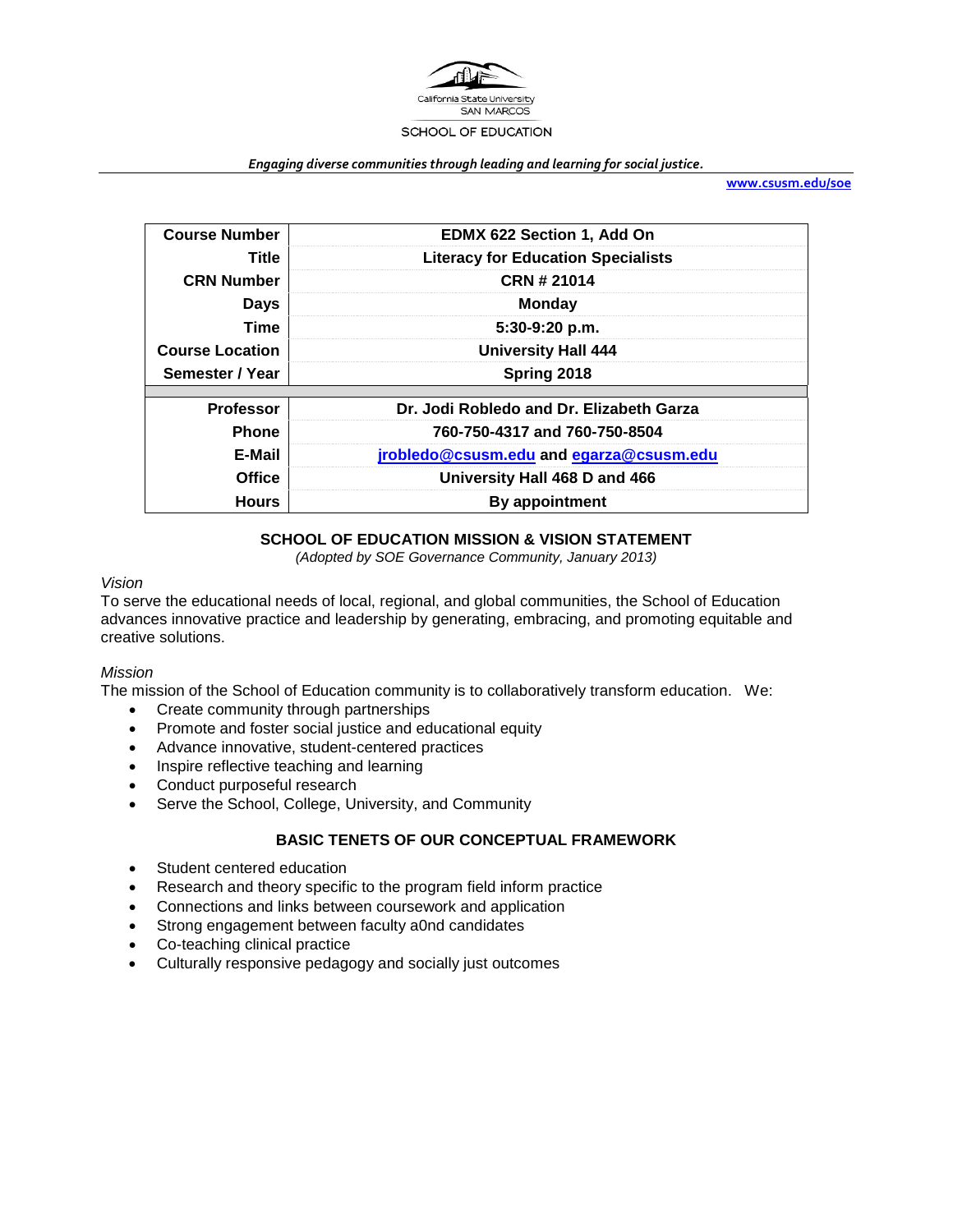California State University SAN MARCOS

SCHOOL OF EDUCATION

*Engaging diverse communities through leading and learning for social justice.*

**www.csusm.edu/soe**

| | |
|---|---|
| **Course Number** | **EDMX 622 Section 1, Add On** |
| **Title** | **Literacy for Education Specialists** |
| **CRN Number** | **CRN # 21014** |
| **Days** | **Monday** |
| **Time** | **5:30-9:20 p.m.** |
| **Course Location** | **University Hall 444** |
| **Semester / Year** | **Spring 2018** |
| | |
| **Professor** | **Dr. Jodi Robledo and Dr. Elizabeth Garza** |
| **Phone** | **760-750-4317 and 760-750-8504** |
| **E-Mail** | **jrobledo@csusm.edu and egarza@csusm.edu** |
| **Office** | **University Hall 468 D and 466** |
| **Hours** | **By appointment** |

## SCHOOL OF EDUCATION MISSION & VISION STATEMENT

*(Adopted by SOE Governance Community, January 2013)*

*Vision*

To serve the educational needs of local, regional, and global communities, the School of Education advances innovative practice and leadership by generating, embracing, and promoting equitable and creative solutions.

*Mission*

The mission of the School of Education community is to collaboratively transform education. We:

- Create community through partnerships
- Promote and foster social justice and educational equity
- Advance innovative, student-centered practices
- Inspire reflective teaching and learning
- Conduct purposeful research
- Serve the School, College, University, and Community

## BASIC TENETS OF OUR CONCEPTUAL FRAMEWORK

- Student centered education
- Research and theory specific to the program field inform practice
- Connections and links between coursework and application
- Strong engagement between faculty a0nd candidates
- Co-teaching clinical practice
- Culturally responsive pedagogy and socially just outcomes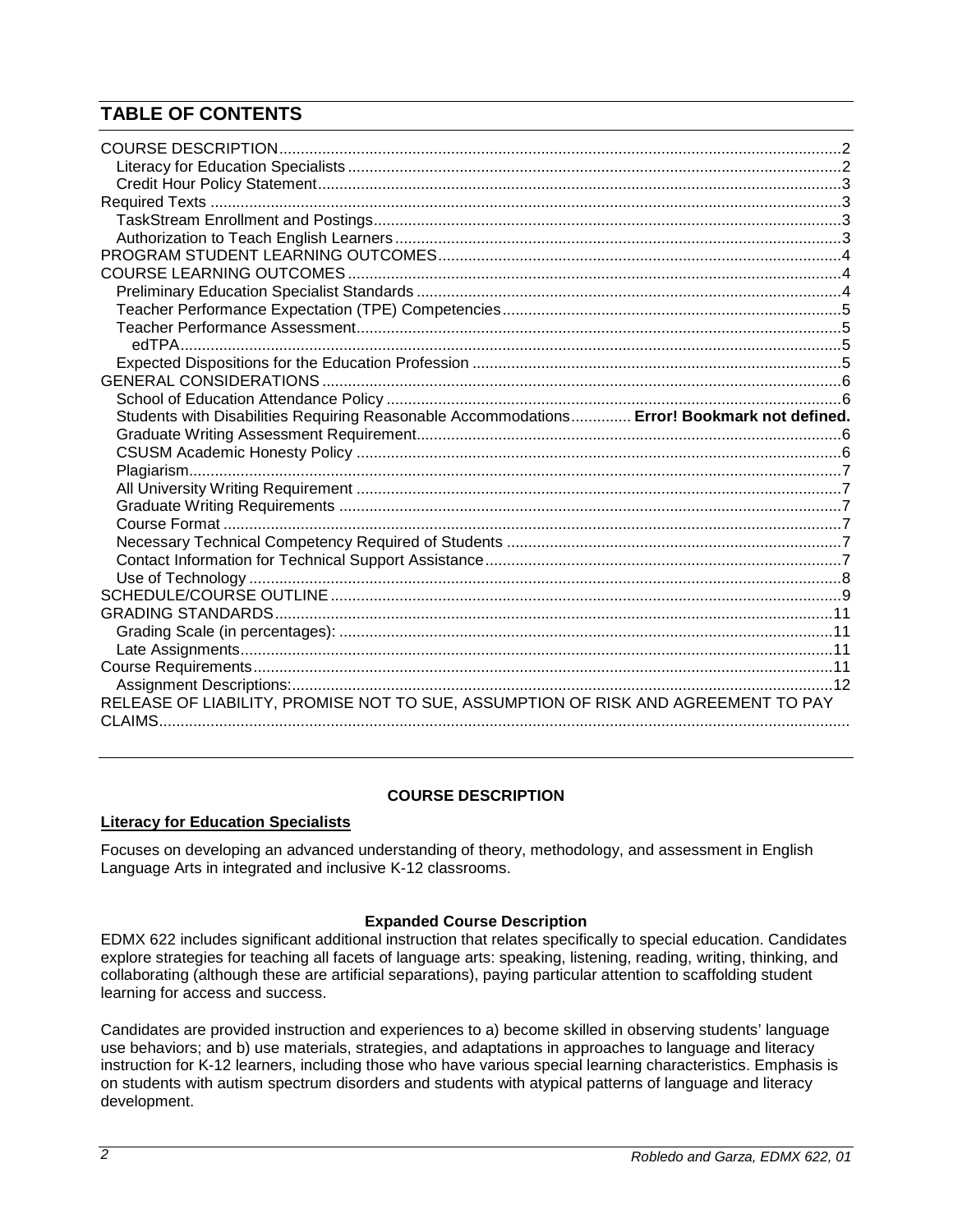## TABLE OF CONTENTS

COURSE DESCRIPTION ..... 2
- Literacy for Education Specialists ..... 2
- Credit Hour Policy Statement ..... 3

Required Texts ..... 3
- TaskStream Enrollment and Postings ..... 3
- Authorization to Teach English Learners ..... 3

PROGRAM STUDENT LEARNING OUTCOMES ..... 4

COURSE LEARNING OUTCOMES ..... 4
- Preliminary Education Specialist Standards ..... 4
- Teacher Performance Expectation (TPE) Competencies ..... 5
- Teacher Performance Assessment ..... 5
  - edTPA ..... 5
- Expected Dispositions for the Education Profession ..... 5

GENERAL CONSIDERATIONS ..... 6
- School of Education Attendance Policy ..... 6
- Students with Disabilities Requiring Reasonable Accommodations ..... **Error! Bookmark not defined.**
- Graduate Writing Assessment Requirement ..... 6
- CSUSM Academic Honesty Policy ..... 6
- Plagiarism ..... 7
- All University Writing Requirement ..... 7
- Graduate Writing Requirements ..... 7
- Course Format ..... 7
- Necessary Technical Competency Required of Students ..... 7
- Contact Information for Technical Support Assistance ..... 7
- Use of Technology ..... 8

SCHEDULE/COURSE OUTLINE ..... 9

GRADING STANDARDS ..... 11
- Grading Scale (in percentages): ..... 11
- Late Assignments ..... 11

Course Requirements ..... 11
- Assignment Descriptions: ..... 12

RELEASE OF LIABILITY, PROMISE NOT TO SUE, ASSUMPTION OF RISK AND AGREEMENT TO PAY CLAIMS .....

## COURSE DESCRIPTION

### Literacy for Education Specialists

Focuses on developing an advanced understanding of theory, methodology, and assessment in English Language Arts in integrated and inclusive K-12 classrooms.

**Expanded Course Description**

EDMX 622 includes significant additional instruction that relates specifically to special education. Candidates explore strategies for teaching all facets of language arts: speaking, listening, reading, writing, thinking, and collaborating (although these are artificial separations), paying particular attention to scaffolding student learning for access and success.

Candidates are provided instruction and experiences to a) become skilled in observing students' language use behaviors; and b) use materials, strategies, and adaptations in approaches to language and literacy instruction for K-12 learners, including those who have various special learning characteristics. Emphasis is on students with autism spectrum disorders and students with atypical patterns of language and literacy development.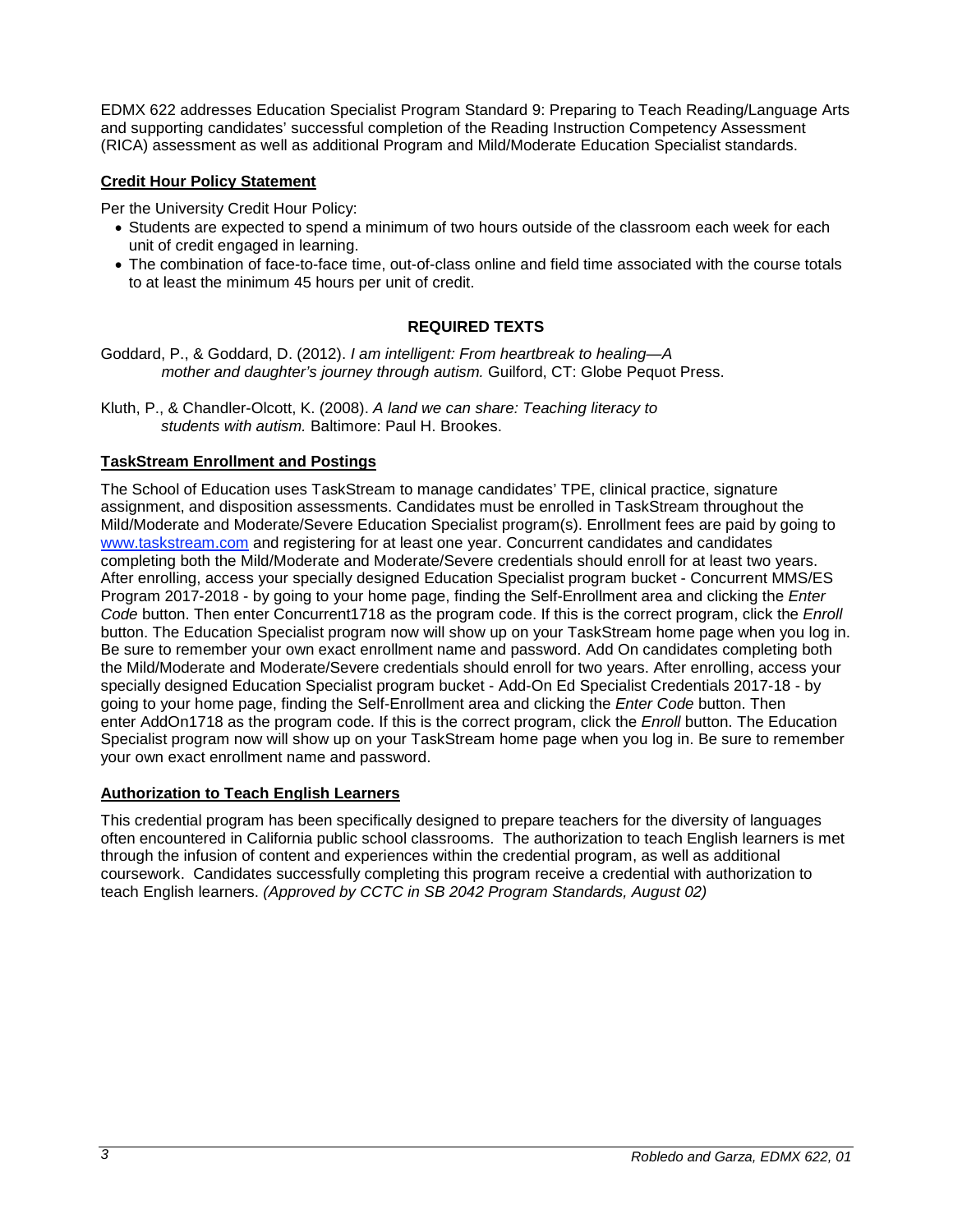EDMX 622 addresses Education Specialist Program Standard 9: Preparing to Teach Reading/Language Arts and supporting candidates' successful completion of the Reading Instruction Competency Assessment (RICA) assessment as well as additional Program and Mild/Moderate Education Specialist standards.

### Credit Hour Policy Statement

Per the University Credit Hour Policy:

- Students are expected to spend a minimum of two hours outside of the classroom each week for each unit of credit engaged in learning.
- The combination of face-to-face time, out-of-class online and field time associated with the course totals to at least the minimum 45 hours per unit of credit.

## REQUIRED TEXTS

Goddard, P., & Goddard, D. (2012). *I am intelligent: From heartbreak to healing—A mother and daughter's journey through autism.* Guilford, CT: Globe Pequot Press.

Kluth, P., & Chandler-Olcott, K. (2008). *A land we can share: Teaching literacy to students with autism.* Baltimore: Paul H. Brookes.

### TaskStream Enrollment and Postings

The School of Education uses TaskStream to manage candidates' TPE, clinical practice, signature assignment, and disposition assessments. Candidates must be enrolled in TaskStream throughout the Mild/Moderate and Moderate/Severe Education Specialist program(s). Enrollment fees are paid by going to [www.taskstream.com](http://www.taskstream.com) and registering for at least one year. Concurrent candidates and candidates completing both the Mild/Moderate and Moderate/Severe credentials should enroll for at least two years. After enrolling, access your specially designed Education Specialist program bucket - Concurrent MMS/ES Program 2017-2018 - by going to your home page, finding the Self-Enrollment area and clicking the *Enter Code* button. Then enter Concurrent1718 as the program code. If this is the correct program, click the *Enroll* button. The Education Specialist program now will show up on your TaskStream home page when you log in. Be sure to remember your own exact enrollment name and password. Add On candidates completing both the Mild/Moderate and Moderate/Severe credentials should enroll for two years. After enrolling, access your specially designed Education Specialist program bucket - Add-On Ed Specialist Credentials 2017-18 - by going to your home page, finding the Self-Enrollment area and clicking the *Enter Code* button. Then enter AddOn1718 as the program code. If this is the correct program, click the *Enroll* button. The Education Specialist program now will show up on your TaskStream home page when you log in. Be sure to remember your own exact enrollment name and password.

### Authorization to Teach English Learners

This credential program has been specifically designed to prepare teachers for the diversity of languages often encountered in California public school classrooms. The authorization to teach English learners is met through the infusion of content and experiences within the credential program, as well as additional coursework. Candidates successfully completing this program receive a credential with authorization to teach English learners. *(Approved by CCTC in SB 2042 Program Standards, August 02)*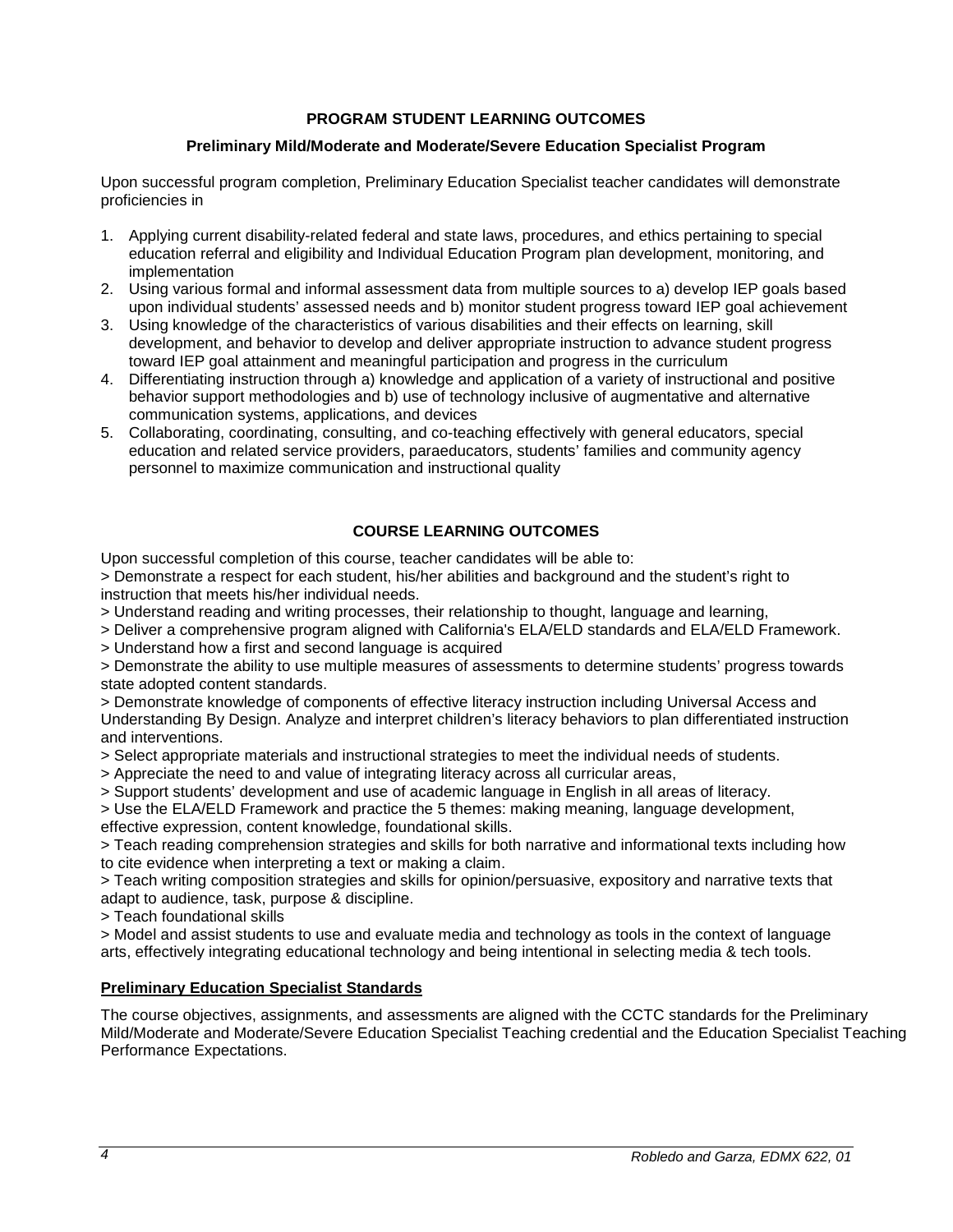## PROGRAM STUDENT LEARNING OUTCOMES

### Preliminary Mild/Moderate and Moderate/Severe Education Specialist Program

Upon successful program completion, Preliminary Education Specialist teacher candidates will demonstrate proficiencies in

1. Applying current disability-related federal and state laws, procedures, and ethics pertaining to special education referral and eligibility and Individual Education Program plan development, monitoring, and implementation
2. Using various formal and informal assessment data from multiple sources to a) develop IEP goals based upon individual students' assessed needs and b) monitor student progress toward IEP goal achievement
3. Using knowledge of the characteristics of various disabilities and their effects on learning, skill development, and behavior to develop and deliver appropriate instruction to advance student progress toward IEP goal attainment and meaningful participation and progress in the curriculum
4. Differentiating instruction through a) knowledge and application of a variety of instructional and positive behavior support methodologies and b) use of technology inclusive of augmentative and alternative communication systems, applications, and devices
5. Collaborating, coordinating, consulting, and co-teaching effectively with general educators, special education and related service providers, paraeducators, students' families and community agency personnel to maximize communication and instructional quality

## COURSE LEARNING OUTCOMES

Upon successful completion of this course, teacher candidates will be able to:

> Demonstrate a respect for each student, his/her abilities and background and the student's right to instruction that meets his/her individual needs.

> Understand reading and writing processes, their relationship to thought, language and learning,

> Deliver a comprehensive program aligned with California's ELA/ELD standards and ELA/ELD Framework.

> Understand how a first and second language is acquired

> Demonstrate the ability to use multiple measures of assessments to determine students' progress towards state adopted content standards.

> Demonstrate knowledge of components of effective literacy instruction including Universal Access and Understanding By Design. Analyze and interpret children's literacy behaviors to plan differentiated instruction and interventions.

> Select appropriate materials and instructional strategies to meet the individual needs of students.

> Appreciate the need to and value of integrating literacy across all curricular areas,

> Support students' development and use of academic language in English in all areas of literacy.

> Use the ELA/ELD Framework and practice the 5 themes: making meaning, language development, effective expression, content knowledge, foundational skills.

> Teach reading comprehension strategies and skills for both narrative and informational texts including how to cite evidence when interpreting a text or making a claim.

> Teach writing composition strategies and skills for opinion/persuasive, expository and narrative texts that adapt to audience, task, purpose & discipline.

> Teach foundational skills

> Model and assist students to use and evaluate media and technology as tools in the context of language arts, effectively integrating educational technology and being intentional in selecting media & tech tools.

### Preliminary Education Specialist Standards

The course objectives, assignments, and assessments are aligned with the CCTC standards for the Preliminary Mild/Moderate and Moderate/Severe Education Specialist Teaching credential and the Education Specialist Teaching Performance Expectations.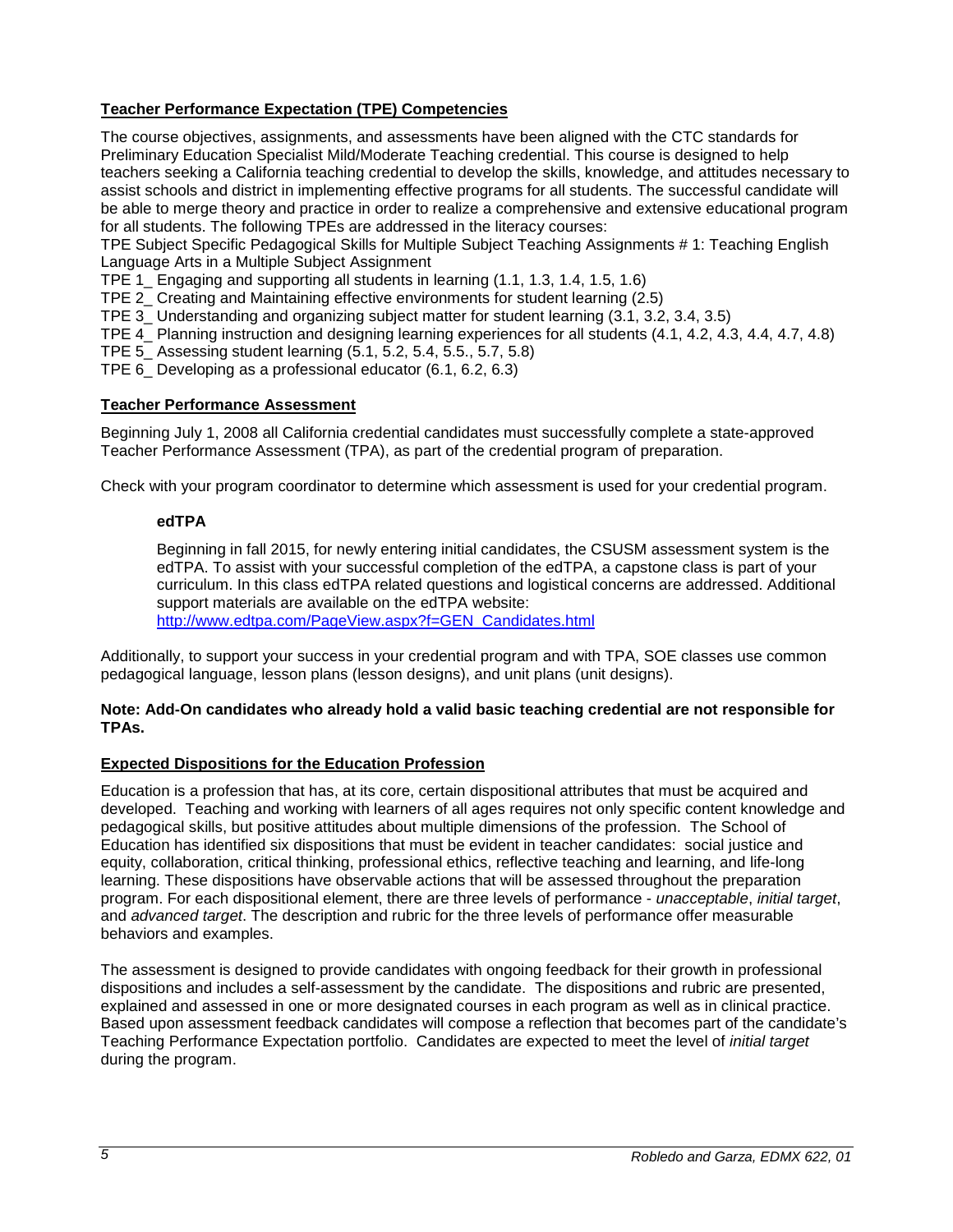## Teacher Performance Expectation (TPE) Competencies

The course objectives, assignments, and assessments have been aligned with the CTC standards for Preliminary Education Specialist Mild/Moderate Teaching credential. This course is designed to help teachers seeking a California teaching credential to develop the skills, knowledge, and attitudes necessary to assist schools and district in implementing effective programs for all students. The successful candidate will be able to merge theory and practice in order to realize a comprehensive and extensive educational program for all students. The following TPEs are addressed in the literacy courses:

TPE Subject Specific Pedagogical Skills for Multiple Subject Teaching Assignments # 1: Teaching English Language Arts in a Multiple Subject Assignment

TPE 1_ Engaging and supporting all students in learning (1.1, 1.3, 1.4, 1.5, 1.6)

TPE 2_ Creating and Maintaining effective environments for student learning (2.5)

TPE 3_ Understanding and organizing subject matter for student learning (3.1, 3.2, 3.4, 3.5)

TPE 4_ Planning instruction and designing learning experiences for all students (4.1, 4.2, 4.3, 4.4, 4.7, 4.8)

TPE 5_ Assessing student learning (5.1, 5.2, 5.4, 5.5., 5.7, 5.8)

TPE 6_ Developing as a professional educator (6.1, 6.2, 6.3)

## Teacher Performance Assessment

Beginning July 1, 2008 all California credential candidates must successfully complete a state-approved Teacher Performance Assessment (TPA), as part of the credential program of preparation.

Check with your program coordinator to determine which assessment is used for your credential program.

### edTPA

Beginning in fall 2015, for newly entering initial candidates, the CSUSM assessment system is the edTPA. To assist with your successful completion of the edTPA, a capstone class is part of your curriculum. In this class edTPA related questions and logistical concerns are addressed. Additional support materials are available on the edTPA website:
http://www.edtpa.com/PageView.aspx?f=GEN_Candidates.html

Additionally, to support your success in your credential program and with TPA, SOE classes use common pedagogical language, lesson plans (lesson designs), and unit plans (unit designs).

**Note: Add-On candidates who already hold a valid basic teaching credential are not responsible for TPAs.**

## Expected Dispositions for the Education Profession

Education is a profession that has, at its core, certain dispositional attributes that must be acquired and developed. Teaching and working with learners of all ages requires not only specific content knowledge and pedagogical skills, but positive attitudes about multiple dimensions of the profession. The School of Education has identified six dispositions that must be evident in teacher candidates: social justice and equity, collaboration, critical thinking, professional ethics, reflective teaching and learning, and life-long learning. These dispositions have observable actions that will be assessed throughout the preparation program. For each dispositional element, there are three levels of performance - *unacceptable*, *initial target*, and *advanced target*. The description and rubric for the three levels of performance offer measurable behaviors and examples.

The assessment is designed to provide candidates with ongoing feedback for their growth in professional dispositions and includes a self-assessment by the candidate. The dispositions and rubric are presented, explained and assessed in one or more designated courses in each program as well as in clinical practice. Based upon assessment feedback candidates will compose a reflection that becomes part of the candidate's Teaching Performance Expectation portfolio. Candidates are expected to meet the level of *initial target* during the program.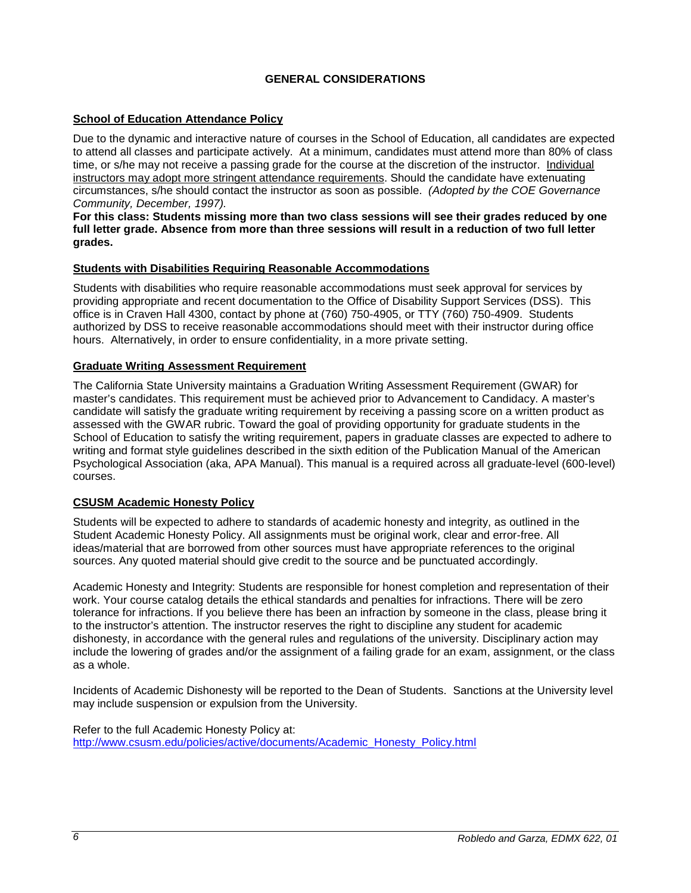## GENERAL CONSIDERATIONS

### School of Education Attendance Policy

Due to the dynamic and interactive nature of courses in the School of Education, all candidates are expected to attend all classes and participate actively. At a minimum, candidates must attend more than 80% of class time, or s/he may not receive a passing grade for the course at the discretion of the instructor. Individual instructors may adopt more stringent attendance requirements. Should the candidate have extenuating circumstances, s/he should contact the instructor as soon as possible. *(Adopted by the COE Governance Community, December, 1997).*

**For this class: Students missing more than two class sessions will see their grades reduced by one full letter grade. Absence from more than three sessions will result in a reduction of two full letter grades.**

### Students with Disabilities Requiring Reasonable Accommodations

Students with disabilities who require reasonable accommodations must seek approval for services by providing appropriate and recent documentation to the Office of Disability Support Services (DSS). This office is in Craven Hall 4300, contact by phone at (760) 750-4905, or TTY (760) 750-4909. Students authorized by DSS to receive reasonable accommodations should meet with their instructor during office hours. Alternatively, in order to ensure confidentiality, in a more private setting.

### Graduate Writing Assessment Requirement

The California State University maintains a Graduation Writing Assessment Requirement (GWAR) for master's candidates. This requirement must be achieved prior to Advancement to Candidacy. A master's candidate will satisfy the graduate writing requirement by receiving a passing score on a written product as assessed with the GWAR rubric. Toward the goal of providing opportunity for graduate students in the School of Education to satisfy the writing requirement, papers in graduate classes are expected to adhere to writing and format style guidelines described in the sixth edition of the Publication Manual of the American Psychological Association (aka, APA Manual). This manual is a required across all graduate-level (600-level) courses.

### CSUSM Academic Honesty Policy

Students will be expected to adhere to standards of academic honesty and integrity, as outlined in the Student Academic Honesty Policy. All assignments must be original work, clear and error-free. All ideas/material that are borrowed from other sources must have appropriate references to the original sources. Any quoted material should give credit to the source and be punctuated accordingly.

Academic Honesty and Integrity: Students are responsible for honest completion and representation of their work. Your course catalog details the ethical standards and penalties for infractions. There will be zero tolerance for infractions. If you believe there has been an infraction by someone in the class, please bring it to the instructor's attention. The instructor reserves the right to discipline any student for academic dishonesty, in accordance with the general rules and regulations of the university. Disciplinary action may include the lowering of grades and/or the assignment of a failing grade for an exam, assignment, or the class as a whole.

Incidents of Academic Dishonesty will be reported to the Dean of Students. Sanctions at the University level may include suspension or expulsion from the University.

Refer to the full Academic Honesty Policy at:
http://www.csusm.edu/policies/active/documents/Academic_Honesty_Policy.html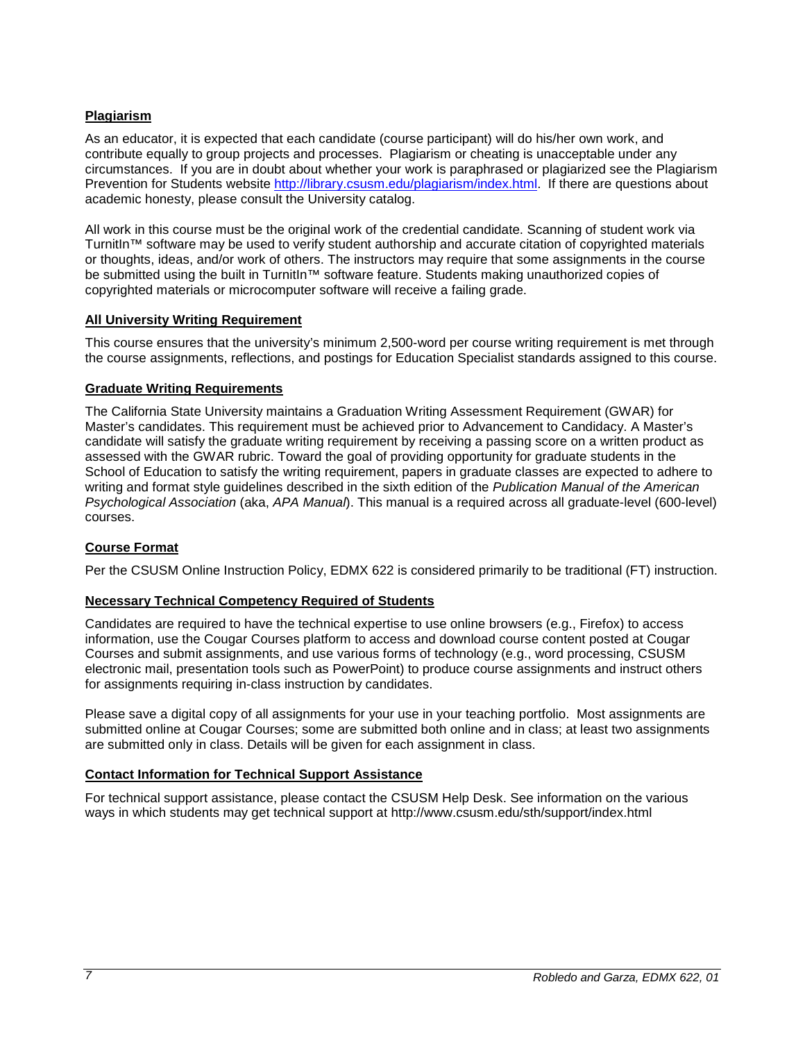### Plagiarism

As an educator, it is expected that each candidate (course participant) will do his/her own work, and contribute equally to group projects and processes. Plagiarism or cheating is unacceptable under any circumstances. If you are in doubt about whether your work is paraphrased or plagiarized see the Plagiarism Prevention for Students website http://library.csusm.edu/plagiarism/index.html. If there are questions about academic honesty, please consult the University catalog.

All work in this course must be the original work of the credential candidate. Scanning of student work via TurnitIn™ software may be used to verify student authorship and accurate citation of copyrighted materials or thoughts, ideas, and/or work of others. The instructors may require that some assignments in the course be submitted using the built in TurnitIn™ software feature. Students making unauthorized copies of copyrighted materials or microcomputer software will receive a failing grade.

### All University Writing Requirement

This course ensures that the university's minimum 2,500-word per course writing requirement is met through the course assignments, reflections, and postings for Education Specialist standards assigned to this course.

### Graduate Writing Requirements

The California State University maintains a Graduation Writing Assessment Requirement (GWAR) for Master's candidates. This requirement must be achieved prior to Advancement to Candidacy. A Master's candidate will satisfy the graduate writing requirement by receiving a passing score on a written product as assessed with the GWAR rubric. Toward the goal of providing opportunity for graduate students in the School of Education to satisfy the writing requirement, papers in graduate classes are expected to adhere to writing and format style guidelines described in the sixth edition of the *Publication Manual of the American Psychological Association* (aka, *APA Manual*). This manual is a required across all graduate-level (600-level) courses.

### Course Format

Per the CSUSM Online Instruction Policy, EDMX 622 is considered primarily to be traditional (FT) instruction.

### Necessary Technical Competency Required of Students

Candidates are required to have the technical expertise to use online browsers (e.g., Firefox) to access information, use the Cougar Courses platform to access and download course content posted at Cougar Courses and submit assignments, and use various forms of technology (e.g., word processing, CSUSM electronic mail, presentation tools such as PowerPoint) to produce course assignments and instruct others for assignments requiring in-class instruction by candidates.

Please save a digital copy of all assignments for your use in your teaching portfolio. Most assignments are submitted online at Cougar Courses; some are submitted both online and in class; at least two assignments are submitted only in class. Details will be given for each assignment in class.

### Contact Information for Technical Support Assistance

For technical support assistance, please contact the CSUSM Help Desk. See information on the various ways in which students may get technical support at http://www.csusm.edu/sth/support/index.html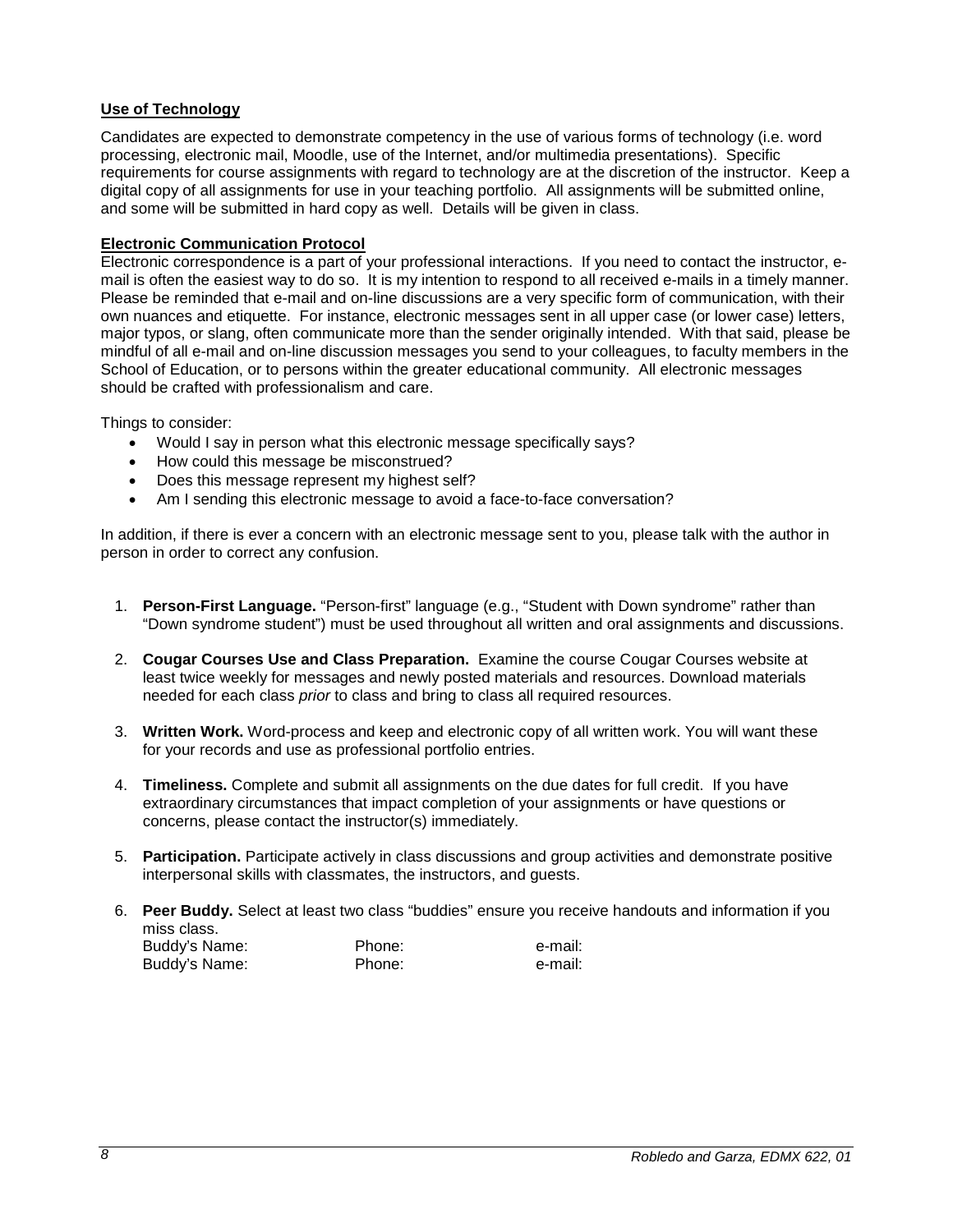**Use of Technology**

Candidates are expected to demonstrate competency in the use of various forms of technology (i.e. word processing, electronic mail, Moodle, use of the Internet, and/or multimedia presentations). Specific requirements for course assignments with regard to technology are at the discretion of the instructor. Keep a digital copy of all assignments for use in your teaching portfolio. All assignments will be submitted online, and some will be submitted in hard copy as well. Details will be given in class.

**Electronic Communication Protocol**

Electronic correspondence is a part of your professional interactions. If you need to contact the instructor, e-mail is often the easiest way to do so. It is my intention to respond to all received e-mails in a timely manner. Please be reminded that e-mail and on-line discussions are a very specific form of communication, with their own nuances and etiquette. For instance, electronic messages sent in all upper case (or lower case) letters, major typos, or slang, often communicate more than the sender originally intended. With that said, please be mindful of all e-mail and on-line discussion messages you send to your colleagues, to faculty members in the School of Education, or to persons within the greater educational community. All electronic messages should be crafted with professionalism and care.

Things to consider:

- Would I say in person what this electronic message specifically says?
- How could this message be misconstrued?
- Does this message represent my highest self?
- Am I sending this electronic message to avoid a face-to-face conversation?

In addition, if there is ever a concern with an electronic message sent to you, please talk with the author in person in order to correct any confusion.

1. **Person-First Language.** "Person-first" language (e.g., "Student with Down syndrome" rather than "Down syndrome student") must be used throughout all written and oral assignments and discussions.

2. **Cougar Courses Use and Class Preparation.** Examine the course Cougar Courses website at least twice weekly for messages and newly posted materials and resources. Download materials needed for each class *prior* to class and bring to class all required resources.

3. **Written Work.** Word-process and keep and electronic copy of all written work. You will want these for your records and use as professional portfolio entries.

4. **Timeliness.** Complete and submit all assignments on the due dates for full credit. If you have extraordinary circumstances that impact completion of your assignments or have questions or concerns, please contact the instructor(s) immediately.

5. **Participation.** Participate actively in class discussions and group activities and demonstrate positive interpersonal skills with classmates, the instructors, and guests.

6. **Peer Buddy.** Select at least two class "buddies" ensure you receive handouts and information if you miss class.
   Buddy's Name: Phone: e-mail:
   Buddy's Name: Phone: e-mail: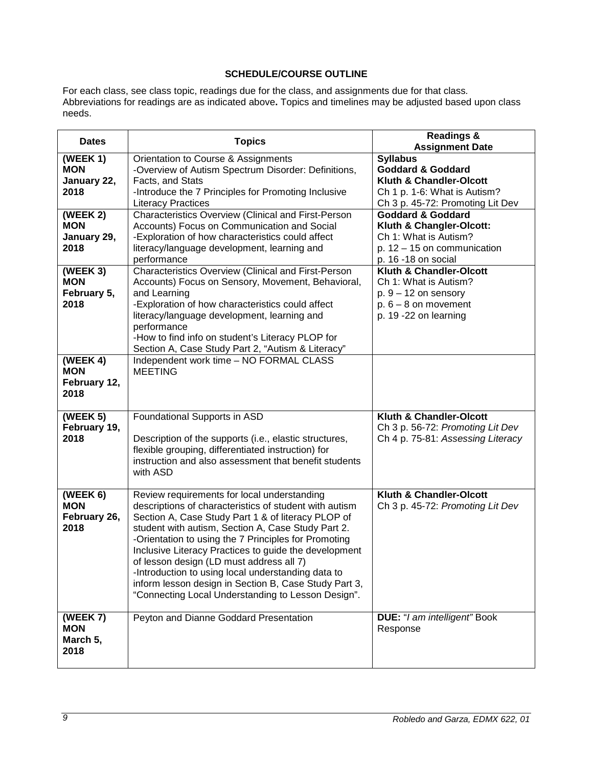**SCHEDULE/COURSE OUTLINE**

For each class, see class topic, readings due for the class, and assignments due for that class. Abbreviations for readings are as indicated above**.** Topics and timelines may be adjusted based upon class needs.

| Dates | Topics | Readings & Assignment Date |
|---|---|---|
| **(WEEK 1) MON January 22, 2018** | Orientation to Course & Assignments<br>-Overview of Autism Spectrum Disorder: Definitions, Facts, and Stats<br>-Introduce the 7 Principles for Promoting Inclusive Literacy Practices | **Syllabus**<br>**Goddard & Goddard**<br>**Kluth & Chandler-Olcott**<br>Ch 1 p. 1-6: What is Autism?<br>Ch 3 p. 45-72: Promoting Lit Dev |
| **(WEEK 2) MON January 29, 2018** | Characteristics Overview (Clinical and First-Person Accounts) Focus on Communication and Social<br>-Exploration of how characteristics could affect literacy/language development, learning and performance | **Goddard & Goddard**<br>**Kluth & Changler-Olcott:**<br>Ch 1: What is Autism?<br>p. 12 – 15 on communication<br>p. 16 -18 on social |
| **(WEEK 3) MON February 5, 2018** | Characteristics Overview (Clinical and First-Person Accounts) Focus on Sensory, Movement, Behavioral, and Learning<br>-Exploration of how characteristics could affect literacy/language development, learning and performance<br>-How to find info on student's Literacy PLOP for Section A, Case Study Part 2, "Autism & Literacy" | **Kluth & Chandler-Olcott**<br>Ch 1: What is Autism?<br>p. 9 – 12 on sensory<br>p. 6 – 8 on movement<br>p. 19 -22 on learning |
| **(WEEK 4) MON February 12, 2018** | Independent work time – NO FORMAL CLASS MEETING | |
| **(WEEK 5) February 19, 2018** | Foundational Supports in ASD<br><br>Description of the supports (i.e., elastic structures, flexible grouping, differentiated instruction) for instruction and also assessment that benefit students with ASD | **Kluth & Chandler-Olcott**<br>Ch 3 p. 56-72: *Promoting Lit Dev*<br>Ch 4 p. 75-81: *Assessing Literacy* |
| **(WEEK 6) MON February 26, 2018** | Review requirements for local understanding descriptions of characteristics of student with autism Section A, Case Study Part 1 & of literacy PLOP of student with autism, Section A, Case Study Part 2.<br>-Orientation to using the 7 Principles for Promoting Inclusive Literacy Practices to guide the development of lesson design (LD must address all 7)<br>-Introduction to using local understanding data to inform lesson design in Section B, Case Study Part 3, "Connecting Local Understanding to Lesson Design". | **Kluth & Chandler-Olcott**<br>Ch 3 p. 45-72: *Promoting Lit Dev* |
| **(WEEK 7) MON March 5, 2018** | Peyton and Dianne Goddard Presentation | **DUE:** "*I am intelligent"* Book Response |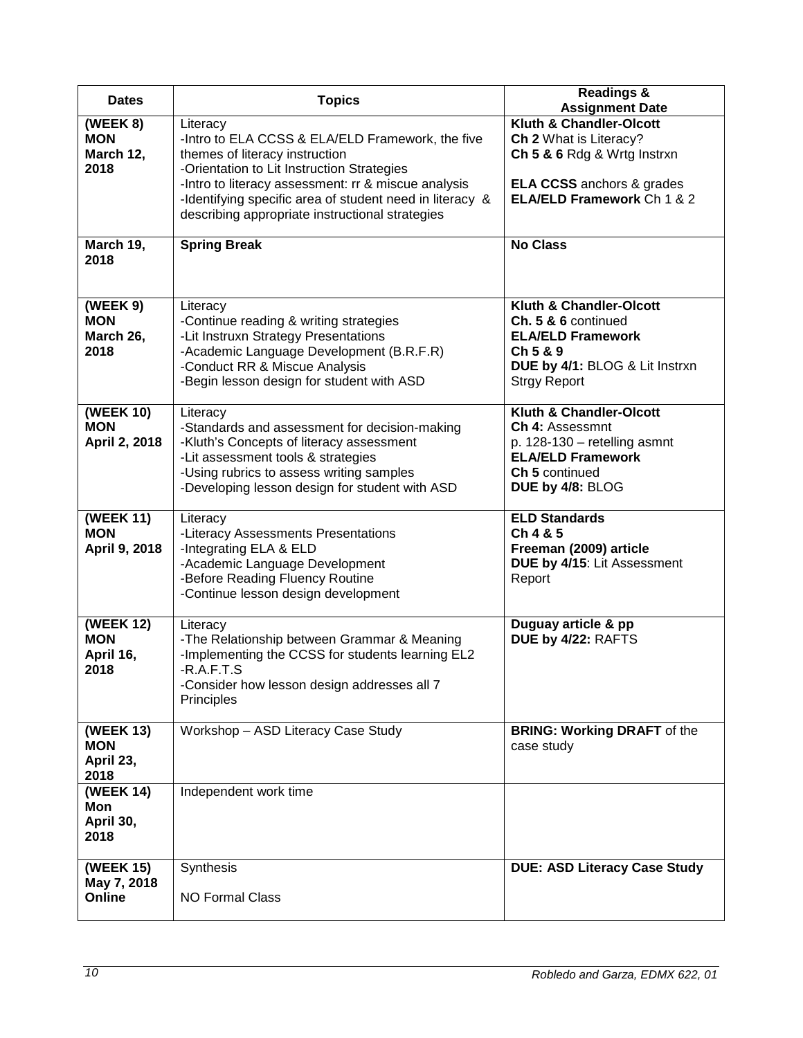| Dates | Topics | Readings & Assignment Date |
|---|---|---|
| **(WEEK 8) MON March 12, 2018** | Literacy<br>-Intro to ELA CCSS & ELA/ELD Framework, the five themes of literacy instruction<br>-Orientation to Lit Instruction Strategies<br>-Intro to literacy assessment: rr & miscue analysis<br>-Identifying specific area of student need in literacy & describing appropriate instructional strategies | **Kluth & Chandler-Olcott**<br>**Ch 2** What is Literacy?<br>**Ch 5 & 6** Rdg & Wrtg Instrxn<br><br>**ELA CCSS** anchors & grades<br>**ELA/ELD Framework** Ch 1 & 2 |
| **March 19, 2018** | **Spring Break** | **No Class** |
| **(WEEK 9) MON March 26, 2018** | Literacy<br>-Continue reading & writing strategies<br>-Lit Instruxn Strategy Presentations<br>-Academic Language Development (B.R.F.R)<br>-Conduct RR & Miscue Analysis<br>-Begin lesson design for student with ASD | **Kluth & Chandler-Olcott**<br>**Ch. 5 & 6** continued<br>**ELA/ELD Framework**<br>**Ch 5 & 9**<br>**DUE by 4/1:** BLOG & Lit Instrxn Strgy Report |
| **(WEEK 10) MON April 2, 2018** | Literacy<br>-Standards and assessment for decision-making<br>-Kluth's Concepts of literacy assessment<br>-Lit assessment tools & strategies<br>-Using rubrics to assess writing samples<br>-Developing lesson design for student with ASD | **Kluth & Chandler-Olcott**<br>**Ch 4:** Assessmnt<br>p. 128-130 – retelling asmnt<br>**ELA/ELD Framework**<br>**Ch 5** continued<br>**DUE by 4/8:** BLOG |
| **(WEEK 11) MON April 9, 2018** | Literacy<br>-Literacy Assessments Presentations<br>-Integrating ELA & ELD<br>-Academic Language Development<br>-Before Reading Fluency Routine<br>-Continue lesson design development | **ELD Standards**<br>**Ch 4 & 5**<br>**Freeman (2009) article**<br>**DUE by 4/15**: Lit Assessment Report |
| **(WEEK 12) MON April 16, 2018** | Literacy<br>-The Relationship between Grammar & Meaning<br>-Implementing the CCSS for students learning EL2<br>-R.A.F.T.S<br>-Consider how lesson design addresses all 7 Principles | **Duguay article & pp**<br>**DUE by 4/22:** RAFTS |
| **(WEEK 13) MON April 23, 2018** | Workshop – ASD Literacy Case Study | **BRING: Working DRAFT** of the case study |
| **(WEEK 14) Mon April 30, 2018** | Independent work time | |
| **(WEEK 15) May 7, 2018 Online** | Synthesis<br><br>NO Formal Class | **DUE: ASD Literacy Case Study** |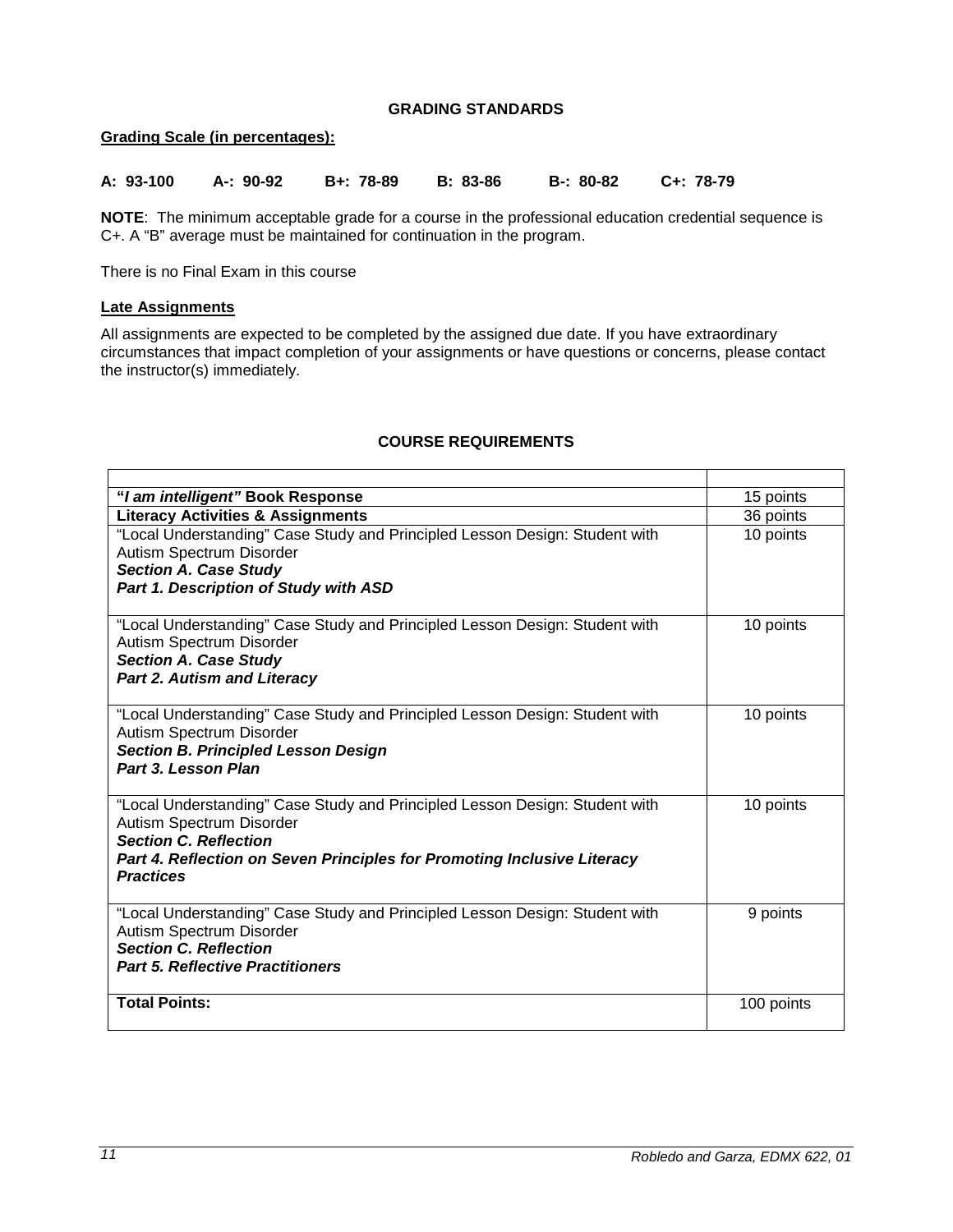## GRADING STANDARDS

**Grading Scale (in percentages):**

**A: 93-100 A-: 90-92 B+: 78-89 B: 83-86 B-: 80-82 C+: 78-79**

**NOTE**: The minimum acceptable grade for a course in the professional education credential sequence is C+. A "B" average must be maintained for continuation in the program.

There is no Final Exam in this course

**Late Assignments**

All assignments are expected to be completed by the assigned due date. If you have extraordinary circumstances that impact completion of your assignments or have questions or concerns, please contact the instructor(s) immediately.

## COURSE REQUIREMENTS

| | |
|---|---|
| **"*I am intelligent"* Book Response** | 15 points |
| **Literacy Activities & Assignments** | 36 points |
| "Local Understanding" Case Study and Principled Lesson Design: Student with Autism Spectrum Disorder<br>***Section A. Case Study***<br>***Part 1. Description of Study with ASD*** | 10 points |
| "Local Understanding" Case Study and Principled Lesson Design: Student with Autism Spectrum Disorder<br>***Section A. Case Study***<br>***Part 2. Autism and Literacy*** | 10 points |
| "Local Understanding" Case Study and Principled Lesson Design: Student with Autism Spectrum Disorder<br>***Section B. Principled Lesson Design***<br>***Part 3. Lesson Plan*** | 10 points |
| "Local Understanding" Case Study and Principled Lesson Design: Student with Autism Spectrum Disorder<br>***Section C. Reflection***<br>***Part 4. Reflection on Seven Principles for Promoting Inclusive Literacy Practices*** | 10 points |
| "Local Understanding" Case Study and Principled Lesson Design: Student with Autism Spectrum Disorder<br>***Section C. Reflection***<br>***Part 5. Reflective Practitioners*** | 9 points |
| **Total Points:** | 100 points |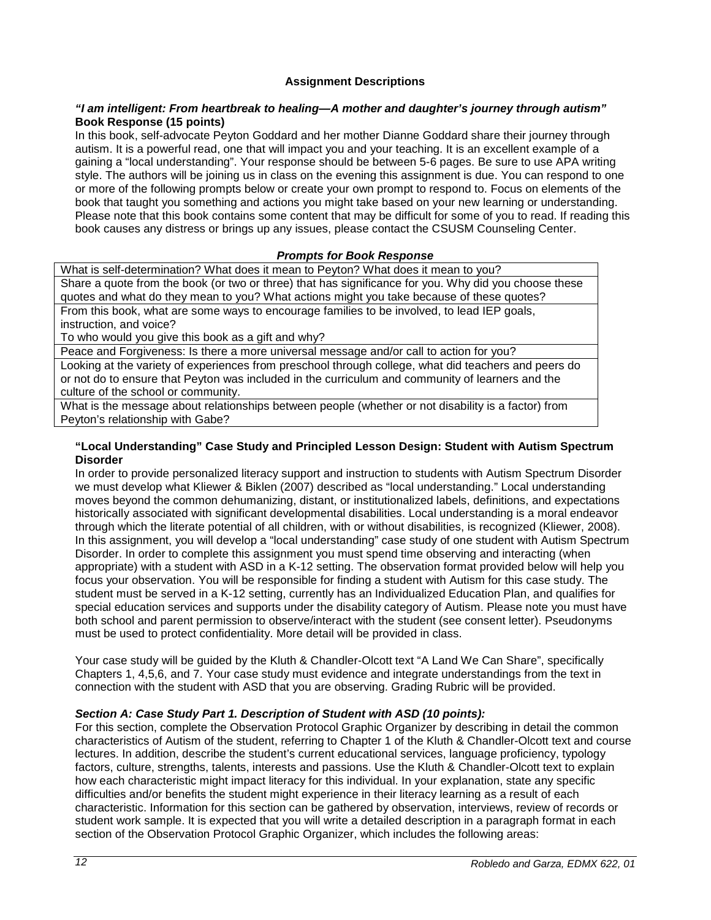### Assignment Descriptions

***"I am intelligent: From heartbreak to healing—A mother and daughter's journey through autism"***
**Book Response (15 points)**

In this book, self-advocate Peyton Goddard and her mother Dianne Goddard share their journey through autism. It is a powerful read, one that will impact you and your teaching. It is an excellent example of a gaining a "local understanding". Your response should be between 5-6 pages. Be sure to use APA writing style. The authors will be joining us in class on the evening this assignment is due. You can respond to one or more of the following prompts below or create your own prompt to respond to. Focus on elements of the book that taught you something and actions you might take based on your new learning or understanding. Please note that this book contains some content that may be difficult for some of you to read. If reading this book causes any distress or brings up any issues, please contact the CSUSM Counseling Center.

| ***Prompts for Book Response*** |
|---|
| What is self-determination? What does it mean to Peyton? What does it mean to you? |
| Share a quote from the book (or two or three) that has significance for you. Why did you choose these quotes and what do they mean to you? What actions might you take because of these quotes? |
| From this book, what are some ways to encourage families to be involved, to lead IEP goals, instruction, and voice?<br>To who would you give this book as a gift and why? |
| Peace and Forgiveness: Is there a more universal message and/or call to action for you? |
| Looking at the variety of experiences from preschool through college, what did teachers and peers do or not do to ensure that Peyton was included in the curriculum and community of learners and the culture of the school or community. |
| What is the message about relationships between people (whether or not disability is a factor) from Peyton's relationship with Gabe? |

**"Local Understanding" Case Study and Principled Lesson Design: Student with Autism Spectrum Disorder**

In order to provide personalized literacy support and instruction to students with Autism Spectrum Disorder we must develop what Kliewer & Biklen (2007) described as "local understanding." Local understanding moves beyond the common dehumanizing, distant, or institutionalized labels, definitions, and expectations historically associated with significant developmental disabilities. Local understanding is a moral endeavor through which the literate potential of all children, with or without disabilities, is recognized (Kliewer, 2008). In this assignment, you will develop a "local understanding" case study of one student with Autism Spectrum Disorder. In order to complete this assignment you must spend time observing and interacting (when appropriate) with a student with ASD in a K-12 setting. The observation format provided below will help you focus your observation. You will be responsible for finding a student with Autism for this case study. The student must be served in a K-12 setting, currently has an Individualized Education Plan, and qualifies for special education services and supports under the disability category of Autism. Please note you must have both school and parent permission to observe/interact with the student (see consent letter). Pseudonyms must be used to protect confidentiality. More detail will be provided in class.

Your case study will be guided by the Kluth & Chandler-Olcott text "A Land We Can Share", specifically Chapters 1, 4,5,6, and 7. Your case study must evidence and integrate understandings from the text in connection with the student with ASD that you are observing. Grading Rubric will be provided.

***Section A: Case Study Part 1. Description of Student with ASD (10 points):***

For this section, complete the Observation Protocol Graphic Organizer by describing in detail the common characteristics of Autism of the student, referring to Chapter 1 of the Kluth & Chandler-Olcott text and course lectures. In addition, describe the student's current educational services, language proficiency, typology factors, culture, strengths, talents, interests and passions. Use the Kluth & Chandler-Olcott text to explain how each characteristic might impact literacy for this individual. In your explanation, state any specific difficulties and/or benefits the student might experience in their literacy learning as a result of each characteristic. Information for this section can be gathered by observation, interviews, review of records or student work sample. It is expected that you will write a detailed description in a paragraph format in each section of the Observation Protocol Graphic Organizer, which includes the following areas: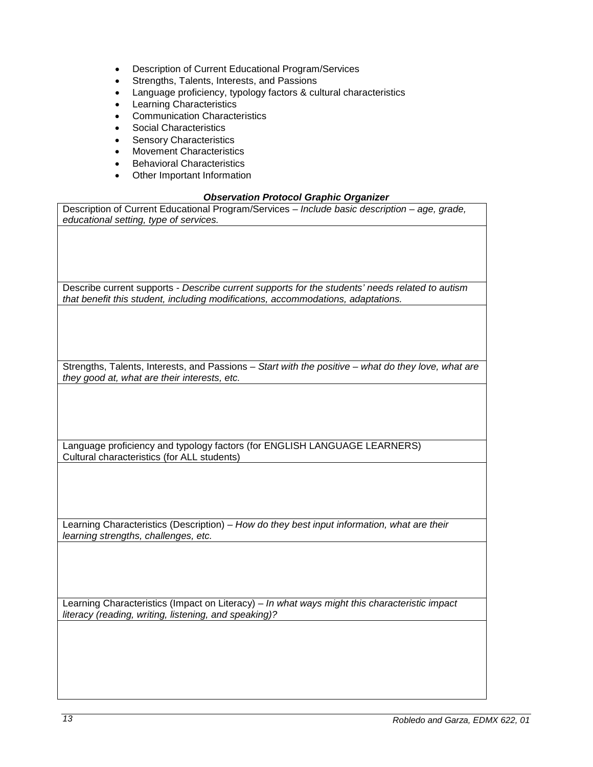- Description of Current Educational Program/Services
- Strengths, Talents, Interests, and Passions
- Language proficiency, typology factors & cultural characteristics
- Learning Characteristics
- Communication Characteristics
- Social Characteristics
- Sensory Characteristics
- Movement Characteristics
- Behavioral Characteristics
- Other Important Information

***Observation Protocol Graphic Organizer***

| Description of Current Educational Program/Services – *Include basic description – age, grade, educational setting, type of services.* |
|---|
| |
| Describe current supports - *Describe current supports for the students' needs related to autism that benefit this student, including modifications, accommodations, adaptations.* |
| |
| Strengths, Talents, Interests, and Passions – *Start with the positive – what do they love, what are they good at, what are their interests, etc.* |
| |
| Language proficiency and typology factors (for ENGLISH LANGUAGE LEARNERS)<br>Cultural characteristics (for ALL students) |
| |
| Learning Characteristics (Description) – *How do they best input information, what are their learning strengths, challenges, etc.* |
| |
| Learning Characteristics (Impact on Literacy) – *In what ways might this characteristic impact literacy (reading, writing, listening, and speaking)?* |
| |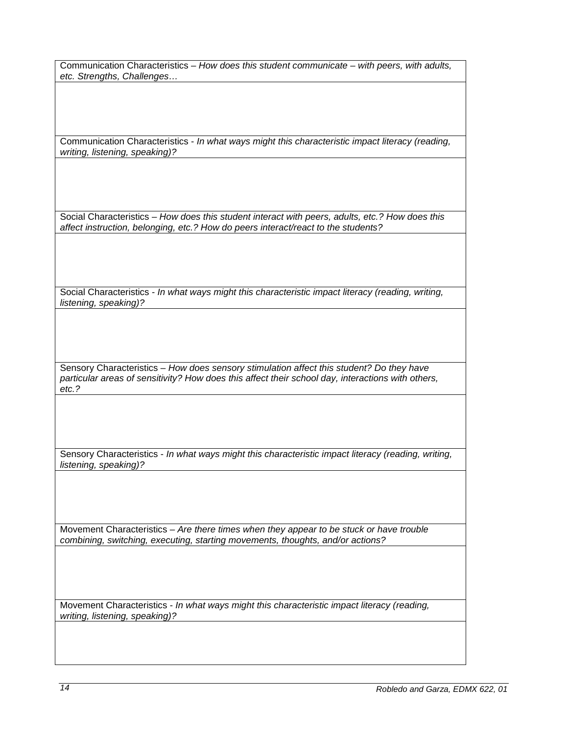| Communication Characteristics – *How does this student communicate – with peers, with adults, etc. Strengths, Challenges…* |
|---|
| |
| Communication Characteristics - *In what ways might this characteristic impact literacy (reading, writing, listening, speaking)?* |
| |
| Social Characteristics – *How does this student interact with peers, adults, etc.? How does this affect instruction, belonging, etc.? How do peers interact/react to the students?* |
| |
| Social Characteristics - *In what ways might this characteristic impact literacy (reading, writing, listening, speaking)?* |
| |
| Sensory Characteristics – *How does sensory stimulation affect this student? Do they have particular areas of sensitivity? How does this affect their school day, interactions with others, etc.?* |
| |
| Sensory Characteristics - *In what ways might this characteristic impact literacy (reading, writing, listening, speaking)?* |
| |
| Movement Characteristics – *Are there times when they appear to be stuck or have trouble combining, switching, executing, starting movements, thoughts, and/or actions?* |
| |
| Movement Characteristics - *In what ways might this characteristic impact literacy (reading, writing, listening, speaking)?* |
| |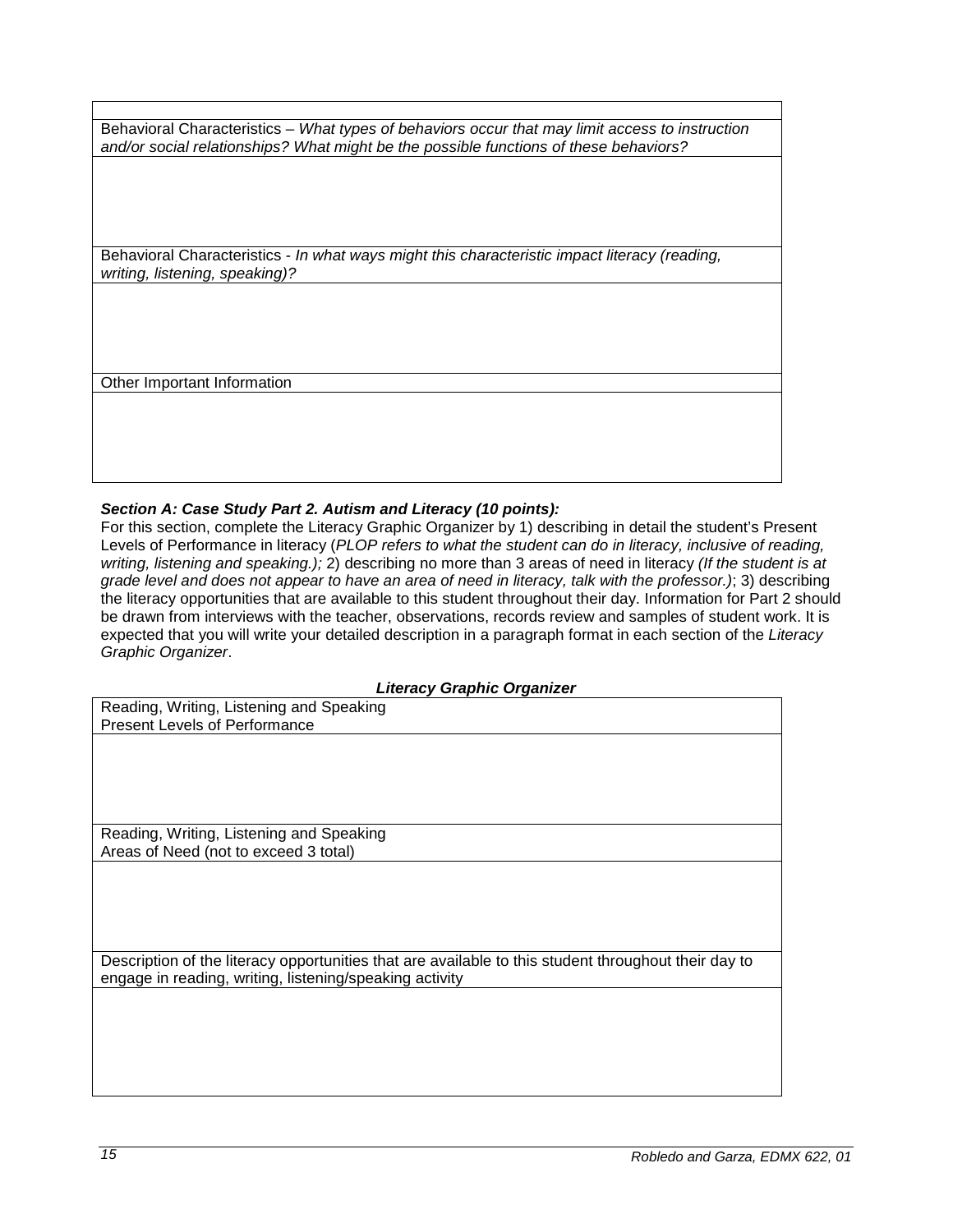| |
|---|
| Behavioral Characteristics – *What types of behaviors occur that may limit access to instruction and/or social relationships? What might be the possible functions of these behaviors?* |
| |
| Behavioral Characteristics - *In what ways might this characteristic impact literacy (reading, writing, listening, speaking)?* |
| |
| Other Important Information |
| |

***Section A: Case Study Part 2. Autism and Literacy (10 points):***

For this section, complete the Literacy Graphic Organizer by 1) describing in detail the student's Present Levels of Performance in literacy (*PLOP refers to what the student can do in literacy, inclusive of reading, writing, listening and speaking.);* 2) describing no more than 3 areas of need in literacy *(If the student is at grade level and does not appear to have an area of need in literacy, talk with the professor.)*; 3) describing the literacy opportunities that are available to this student throughout their day. Information for Part 2 should be drawn from interviews with the teacher, observations, records review and samples of student work. It is expected that you will write your detailed description in a paragraph format in each section of the *Literacy Graphic Organizer*.

***Literacy Graphic Organizer***

| Reading, Writing, Listening and Speaking<br>Present Levels of Performance |
|---|
| |
| Reading, Writing, Listening and Speaking<br>Areas of Need (not to exceed 3 total) |
| |
| Description of the literacy opportunities that are available to this student throughout their day to engage in reading, writing, listening/speaking activity |
| |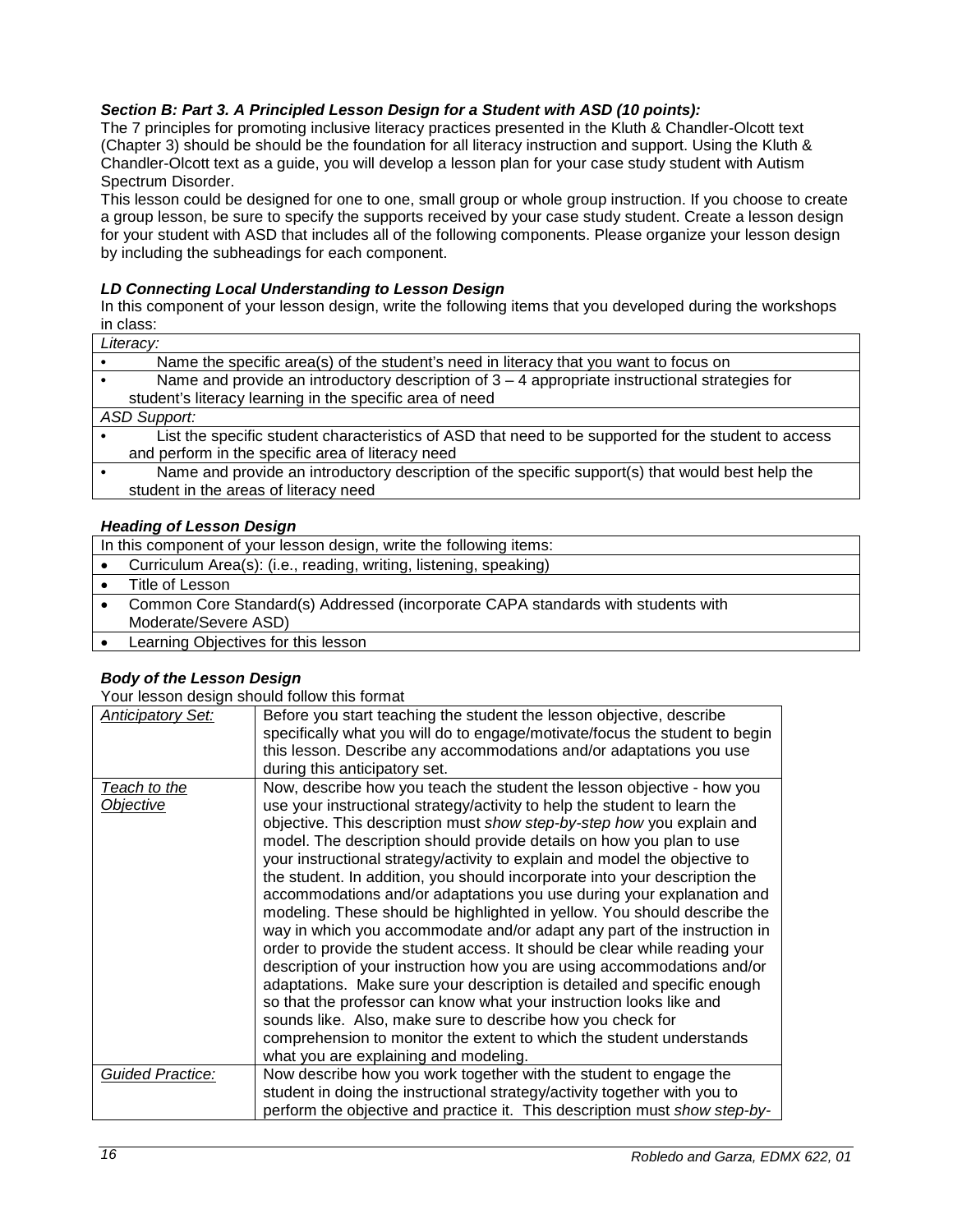### *Section B: Part 3. A Principled Lesson Design for a Student with ASD (10 points):*

The 7 principles for promoting inclusive literacy practices presented in the Kluth & Chandler-Olcott text (Chapter 3) should be should be the foundation for all literacy instruction and support. Using the Kluth & Chandler-Olcott text as a guide, you will develop a lesson plan for your case study student with Autism Spectrum Disorder.

This lesson could be designed for one to one, small group or whole group instruction. If you choose to create a group lesson, be sure to specify the supports received by your case study student. Create a lesson design for your student with ASD that includes all of the following components. Please organize your lesson design by including the subheadings for each component.

#### *LD Connecting Local Understanding to Lesson Design*

In this component of your lesson design, write the following items that you developed during the workshops in class:

| *Literacy:* |
|---|
| • Name the specific area(s) of the student's need in literacy that you want to focus on |
| • Name and provide an introductory description of 3 – 4 appropriate instructional strategies for student's literacy learning in the specific area of need |
| *ASD Support:* |
| • List the specific student characteristics of ASD that need to be supported for the student to access and perform in the specific area of literacy need |
| • Name and provide an introductory description of the specific support(s) that would best help the student in the areas of literacy need |

#### *Heading of Lesson Design*

| In this component of your lesson design, write the following items: |
|---|
| • Curriculum Area(s): (i.e., reading, writing, listening, speaking) |
| • Title of Lesson |
| • Common Core Standard(s) Addressed (incorporate CAPA standards with students with Moderate/Severe ASD) |
| • Learning Objectives for this lesson |

#### *Body of the Lesson Design*

Your lesson design should follow this format

| | |
|---|---|
| *Anticipatory Set:* | Before you start teaching the student the lesson objective, describe specifically what you will do to engage/motivate/focus the student to begin this lesson. Describe any accommodations and/or adaptations you use during this anticipatory set. |
| *Teach to the Objective* | Now, describe how you teach the student the lesson objective - how you use your instructional strategy/activity to help the student to learn the objective. This description must *show step-by-step how* you explain and model. The description should provide details on how you plan to use your instructional strategy/activity to explain and model the objective to the student. In addition, you should incorporate into your description the accommodations and/or adaptations you use during your explanation and modeling. These should be highlighted in yellow. You should describe the way in which you accommodate and/or adapt any part of the instruction in order to provide the student access. It should be clear while reading your description of your instruction how you are using accommodations and/or adaptations. Make sure your description is detailed and specific enough so that the professor can know what your instruction looks like and sounds like. Also, make sure to describe how you check for comprehension to monitor the extent to which the student understands what you are explaining and modeling. |
| *Guided Practice:* | Now describe how you work together with the student to engage the student in doing the instructional strategy/activity together with you to perform the objective and practice it. This description must *show step-by-* |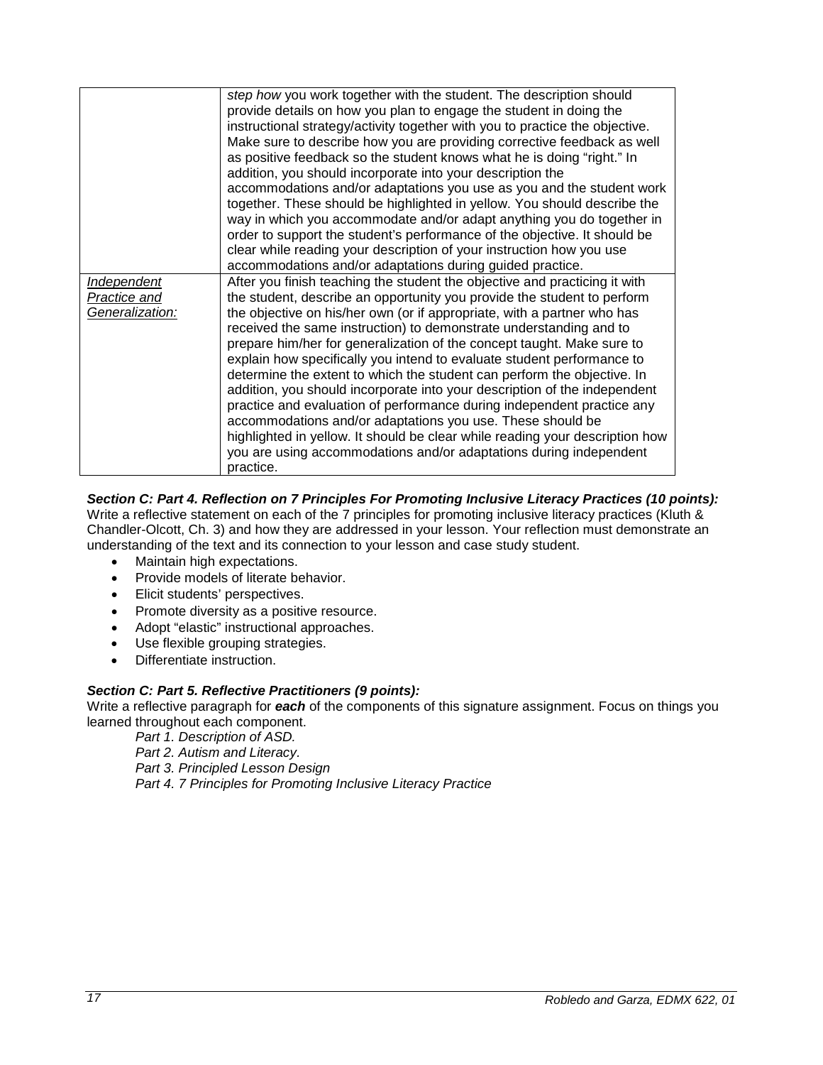| | |
|---|---|
| | *step how* you work together with the student. The description should provide details on how you plan to engage the student in doing the instructional strategy/activity together with you to practice the objective. Make sure to describe how you are providing corrective feedback as well as positive feedback so the student knows what he is doing "right." In addition, you should incorporate into your description the accommodations and/or adaptations you use as you and the student work together. These should be highlighted in yellow. You should describe the way in which you accommodate and/or adapt anything you do together in order to support the student's performance of the objective. It should be clear while reading your description of your instruction how you use accommodations and/or adaptations during guided practice. |
| *Independent Practice and Generalization:* | After you finish teaching the student the objective and practicing it with the student, describe an opportunity you provide the student to perform the objective on his/her own (or if appropriate, with a partner who has received the same instruction) to demonstrate understanding and to prepare him/her for generalization of the concept taught. Make sure to explain how specifically you intend to evaluate student performance to determine the extent to which the student can perform the objective. In addition, you should incorporate into your description of the independent practice and evaluation of performance during independent practice any accommodations and/or adaptations you use. These should be highlighted in yellow. It should be clear while reading your description how you are using accommodations and/or adaptations during independent practice. |

***Section C: Part 4. Reflection on 7 Principles For Promoting Inclusive Literacy Practices (10 points):***
Write a reflective statement on each of the 7 principles for promoting inclusive literacy practices (Kluth & Chandler-Olcott, Ch. 3) and how they are addressed in your lesson. Your reflection must demonstrate an understanding of the text and its connection to your lesson and case study student.

- Maintain high expectations.
- Provide models of literate behavior.
- Elicit students' perspectives.
- Promote diversity as a positive resource.
- Adopt "elastic" instructional approaches.
- Use flexible grouping strategies.
- Differentiate instruction.

***Section C: Part 5. Reflective Practitioners (9 points):***
Write a reflective paragraph for ***each*** of the components of this signature assignment. Focus on things you learned throughout each component.

*Part 1. Description of ASD.*
*Part 2. Autism and Literacy.*
*Part 3. Principled Lesson Design*
*Part 4. 7 Principles for Promoting Inclusive Literacy Practice*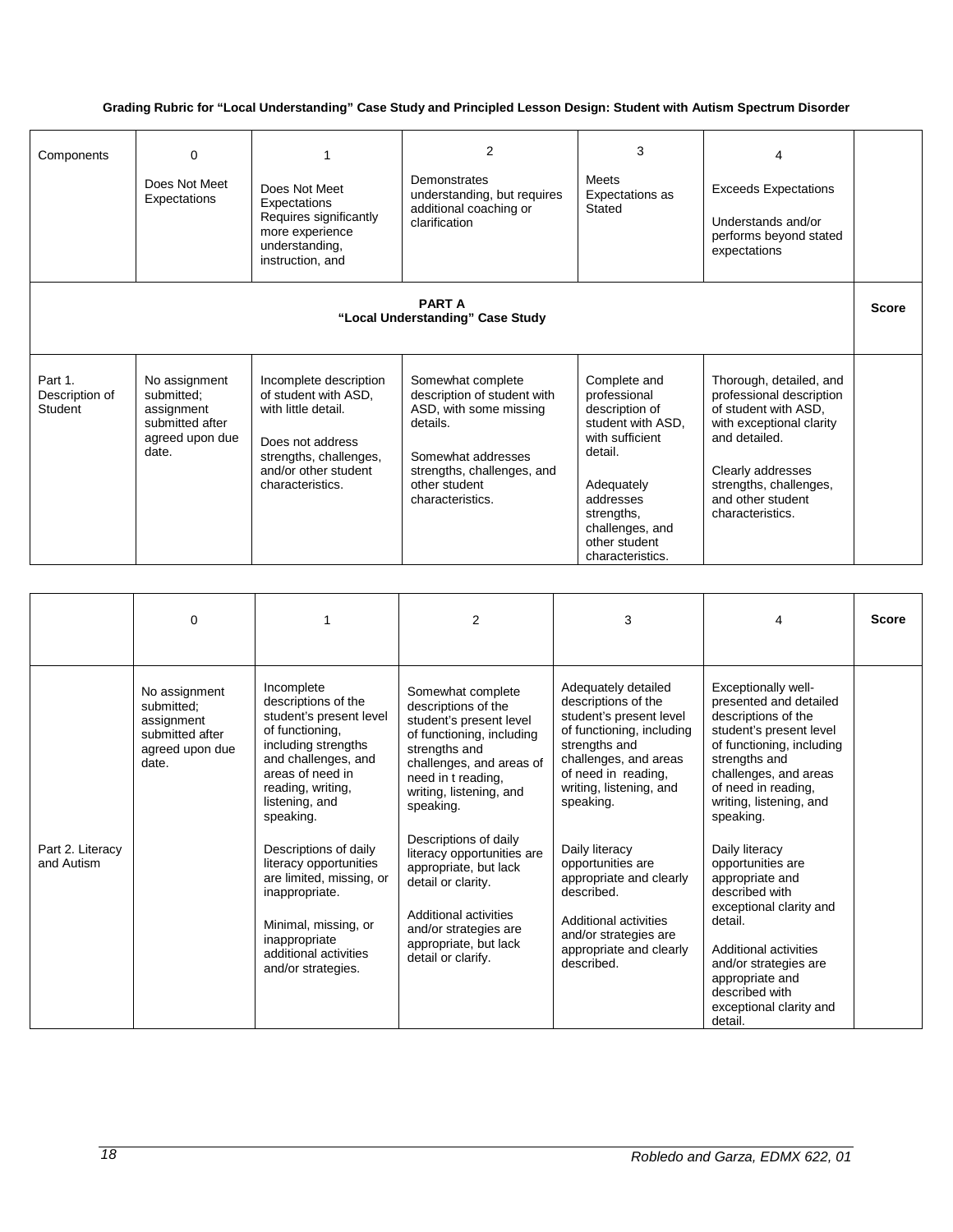**Grading Rubric for "Local Understanding" Case Study and Principled Lesson Design: Student with Autism Spectrum Disorder**

| Components | 0<br>Does Not Meet Expectations | 1<br>Does Not Meet Expectations Requires significantly more experience understanding, instruction, and | 2<br>Demonstrates understanding, but requires additional coaching or clarification | 3<br>Meets Expectations as Stated | 4<br>Exceeds Expectations<br>Understands and/or performs beyond stated expectations | |
|---|---|---|---|---|---|---|
| **PART A**<br>**"Local Understanding" Case Study** | | | | | | **Score** |
| Part 1. Description of Student | No assignment submitted; assignment submitted after agreed upon due date. | Incomplete description of student with ASD, with little detail.<br><br>Does not address strengths, challenges, and/or other student characteristics. | Somewhat complete description of student with ASD, with some missing details.<br><br>Somewhat addresses strengths, challenges, and other student characteristics. | Complete and professional description of student with ASD, with sufficient detail.<br><br>Adequately addresses strengths, challenges, and other student characteristics. | Thorough, detailed, and professional description of student with ASD, with exceptional clarity and detailed.<br><br>Clearly addresses strengths, challenges, and other student characteristics. | |

| | 0 | 1 | 2 | 3 | 4 | Score |
|---|---|---|---|---|---|---|
| Part 2. Literacy and Autism | No assignment submitted; assignment submitted after agreed upon due date. | Incomplete descriptions of the student's present level of functioning, including strengths and challenges, and areas of need in reading, writing, listening, and speaking.<br><br>Descriptions of daily literacy opportunities are limited, missing, or inappropriate.<br><br>Minimal, missing, or inappropriate additional activities and/or strategies. | Somewhat complete descriptions of the student's present level of functioning, including strengths and challenges, and areas of need in t reading, writing, listening, and speaking.<br><br>Descriptions of daily literacy opportunities are appropriate, but lack detail or clarity.<br><br>Additional activities and/or strategies are appropriate, but lack detail or clarify. | Adequately detailed descriptions of the student's present level of functioning, including strengths and challenges, and areas of need in reading, writing, listening, and speaking.<br><br>Daily literacy opportunities are appropriate and clearly described.<br><br>Additional activities and/or strategies are appropriate and clearly described. | Exceptionally well-presented and detailed descriptions of the student's present level of functioning, including strengths and challenges, and areas of need in reading, writing, listening, and speaking.<br><br>Daily literacy opportunities are appropriate and described with exceptional clarity and detail.<br><br>Additional activities and/or strategies are appropriate and described with exceptional clarity and detail. | |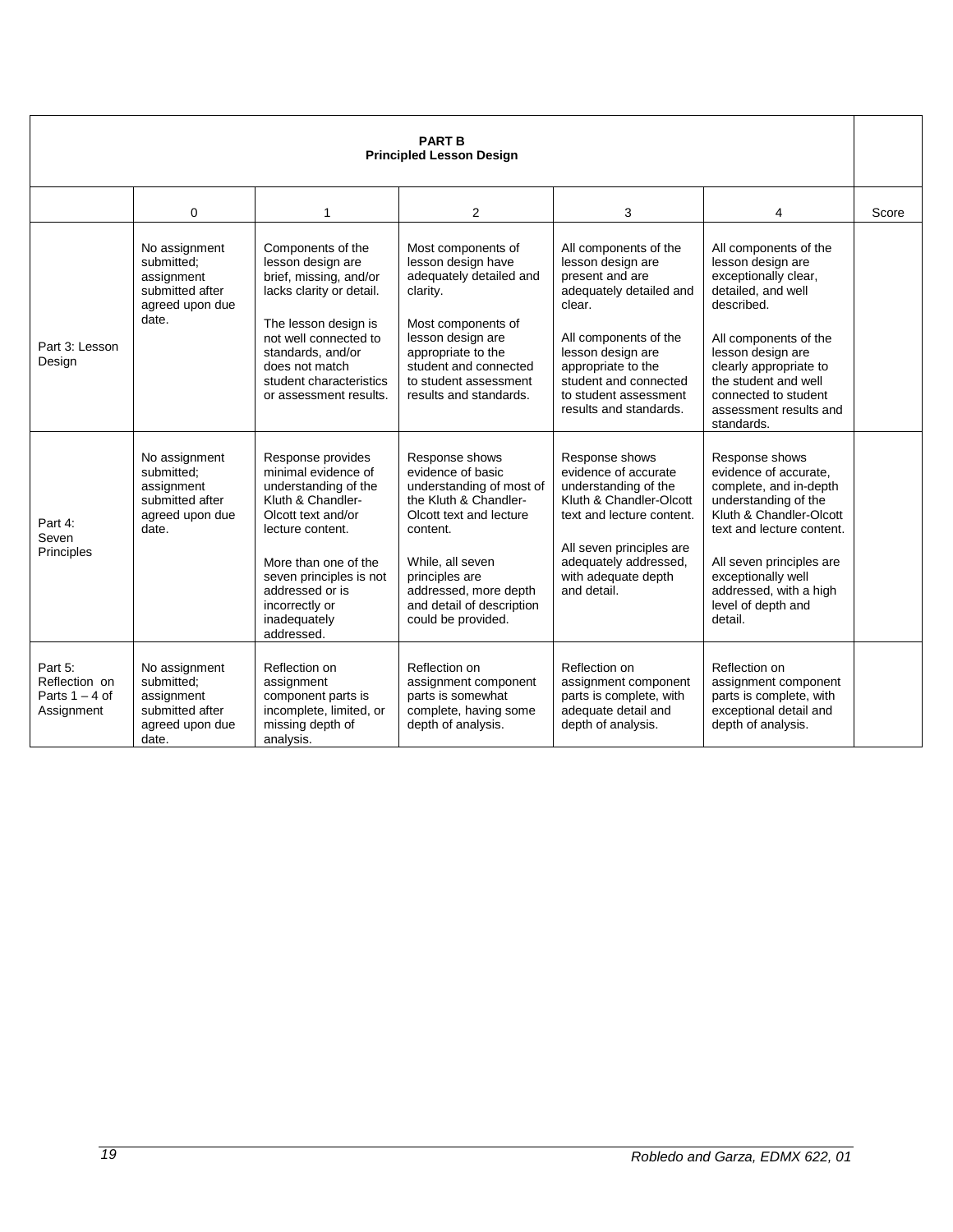| PART B<br>Principled Lesson Design | | | | | | |
|---|---|---|---|---|---|---|
| | 0 | 1 | 2 | 3 | 4 | Score |
| Part 3: Lesson Design | No assignment submitted; assignment submitted after agreed upon due date. | Components of the lesson design are brief, missing, and/or lacks clarity or detail.<br><br>The lesson design is not well connected to standards, and/or does not match student characteristics or assessment results. | Most components of lesson design have adequately detailed and clarity.<br><br>Most components of lesson design are appropriate to the student and connected to student assessment results and standards. | All components of the lesson design are present and are adequately detailed and clear.<br><br>All components of the lesson design are appropriate to the student and connected to student assessment results and standards. | All components of the lesson design are exceptionally clear, detailed, and well described.<br><br>All components of the lesson design are clearly appropriate to the student and well connected to student assessment results and standards. | |
| Part 4: Seven Principles | No assignment submitted; assignment submitted after agreed upon due date. | Response provides minimal evidence of understanding of the Kluth & Chandler-Olcott text and/or lecture content.<br><br>More than one of the seven principles is not addressed or is incorrectly or inadequately addressed. | Response shows evidence of basic understanding of most of the Kluth & Chandler-Olcott text and lecture content.<br><br>While, all seven principles are addressed, more depth and detail of description could be provided. | Response shows evidence of accurate understanding of the Kluth & Chandler-Olcott text and lecture content.<br><br>All seven principles are adequately addressed, with adequate depth and detail. | Response shows evidence of accurate, complete, and in-depth understanding of the Kluth & Chandler-Olcott text and lecture content.<br><br>All seven principles are exceptionally well addressed, with a high level of depth and detail. | |
| Part 5: Reflection on Parts 1 – 4 of Assignment | No assignment submitted; assignment submitted after agreed upon due date. | Reflection on assignment component parts is incomplete, limited, or missing depth of analysis. | Reflection on assignment component parts is somewhat complete, having some depth of analysis. | Reflection on assignment component parts is complete, with adequate detail and depth of analysis. | Reflection on assignment component parts is complete, with exceptional detail and depth of analysis. | |